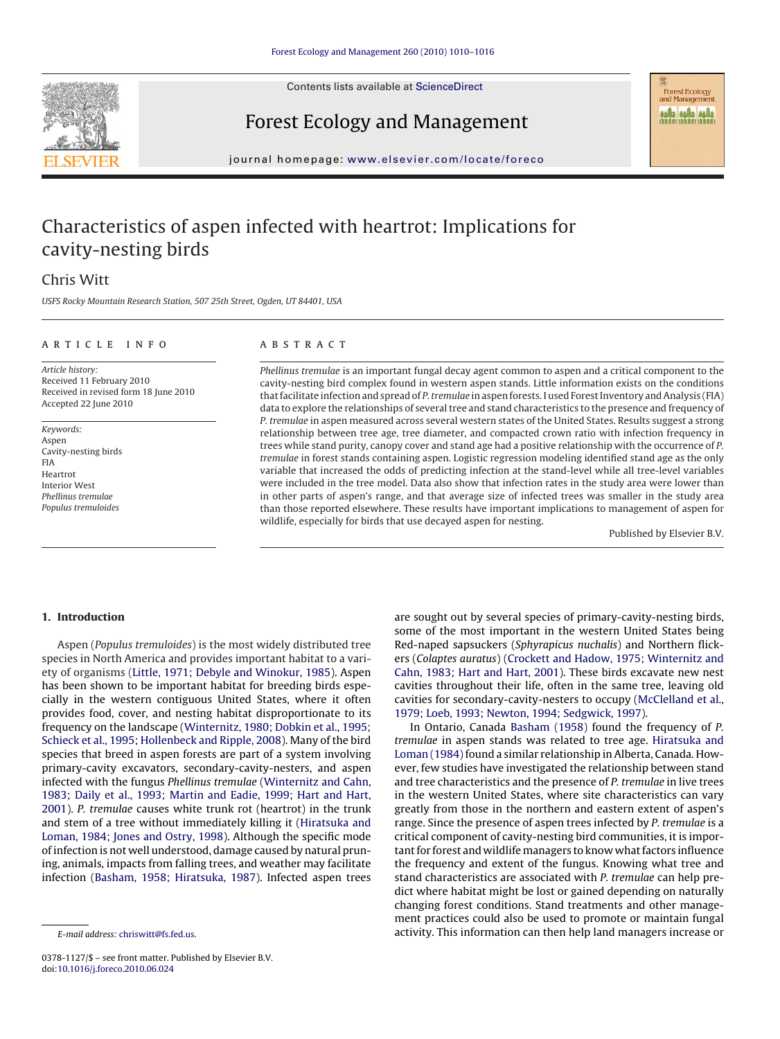# Characteristics of aspen infected with heartrot: Implications for cavity-nesting birds

Chris Witt

*USFS Rocky Mountain Research Station, 507 25th Street, Ogden, UT 84401, USA*

## ARTICLE INFO

*Article history:*
Received 11 February 2010
Received in revised form 18 June 2010
Accepted 22 June 2010

*Keywords:*
Aspen
Cavity-nesting birds
FIA
Heartrot
Interior West
*Phellinus tremulae*
*Populus tremuloides*

## ABSTRACT

*Phellinus tremulae* is an important fungal decay agent common to aspen and a critical component to the cavity-nesting bird complex found in western aspen stands. Little information exists on the conditions that facilitate infection and spread of *P. tremulae* in aspen forests. I used Forest Inventory and Analysis (FIA) data to explore the relationships of several tree and stand characteristics to the presence and frequency of *P. tremulae* in aspen measured across several western states of the United States. Results suggest a strong relationship between tree age, tree diameter, and compacted crown ratio with infection frequency in trees while stand purity, canopy cover and stand age had a positive relationship with the occurrence of *P. tremulae* in forest stands containing aspen. Logistic regression modeling identified stand age as the only variable that increased the odds of predicting infection at the stand-level while all tree-level variables were included in the tree model. Data also show that infection rates in the study area were lower than in other parts of aspen's range, and that average size of infected trees was smaller in the study area than those reported elsewhere. These results have important implications to management of aspen for wildlife, especially for birds that use decayed aspen for nesting.

Published by Elsevier B.V.

## 1. Introduction

Aspen (*Populus tremuloides*) is the most widely distributed tree species in North America and provides important habitat to a variety of organisms (Little, 1971; Debyle and Winokur, 1985). Aspen has been shown to be important habitat for breeding birds especially in the western contiguous United States, where it often provides food, cover, and nesting habitat disproportionate to its frequency on the landscape (Winternitz, 1980; Dobkin et al., 1995; Schieck et al., 1995; Hollenbeck and Ripple, 2008). Many of the bird species that breed in aspen forests are part of a system involving primary-cavity excavators, secondary-cavity-nesters, and aspen infected with the fungus *Phellinus tremulae* (Winternitz and Cahn, 1983; Daily et al., 1993; Martin and Eadie, 1999; Hart and Hart, 2001). *P. tremulae* causes white trunk rot (heartrot) in the trunk and stem of a tree without immediately killing it (Hiratsuka and Loman, 1984; Jones and Ostry, 1998). Although the specific mode of infection is not well understood, damage caused by natural pruning, animals, impacts from falling trees, and weather may facilitate infection (Basham, 1958; Hiratsuka, 1987). Infected aspen trees are sought out by several species of primary-cavity-nesting birds, some of the most important in the western United States being Red-naped sapsuckers (*Sphyrapicus nuchalis*) and Northern flickers (*Colaptes auratus*) (Crockett and Hadow, 1975; Winternitz and Cahn, 1983; Hart and Hart, 2001). These birds excavate new nest cavities throughout their life, often in the same tree, leaving old cavities for secondary-cavity-nesters to occupy (McClelland et al., 1979; Loeb, 1993; Newton, 1994; Sedgwick, 1997).

In Ontario, Canada Basham (1958) found the frequency of *P. tremulae* in aspen stands was related to tree age. Hiratsuka and Loman (1984) found a similar relationship in Alberta, Canada. However, few studies have investigated the relationship between stand and tree characteristics and the presence of *P. tremulae* in live trees in the western United States, where site characteristics can vary greatly from those in the northern and eastern extent of aspen's range. Since the presence of aspen trees infected by *P. tremulae* is a critical component of cavity-nesting bird communities, it is important for forest and wildlife managers to know what factors influence the frequency and extent of the fungus. Knowing what tree and stand characteristics are associated with *P. tremulae* can help predict where habitat might be lost or gained depending on naturally changing forest conditions. Stand treatments and other management practices could also be used to promote or maintain fungal activity. This information can then help land managers increase or

E-mail address: chriswitt@fs.fed.us.

0378-1127/$ – see front matter. Published by Elsevier B.V.
doi:10.1016/j.foreco.2010.06.024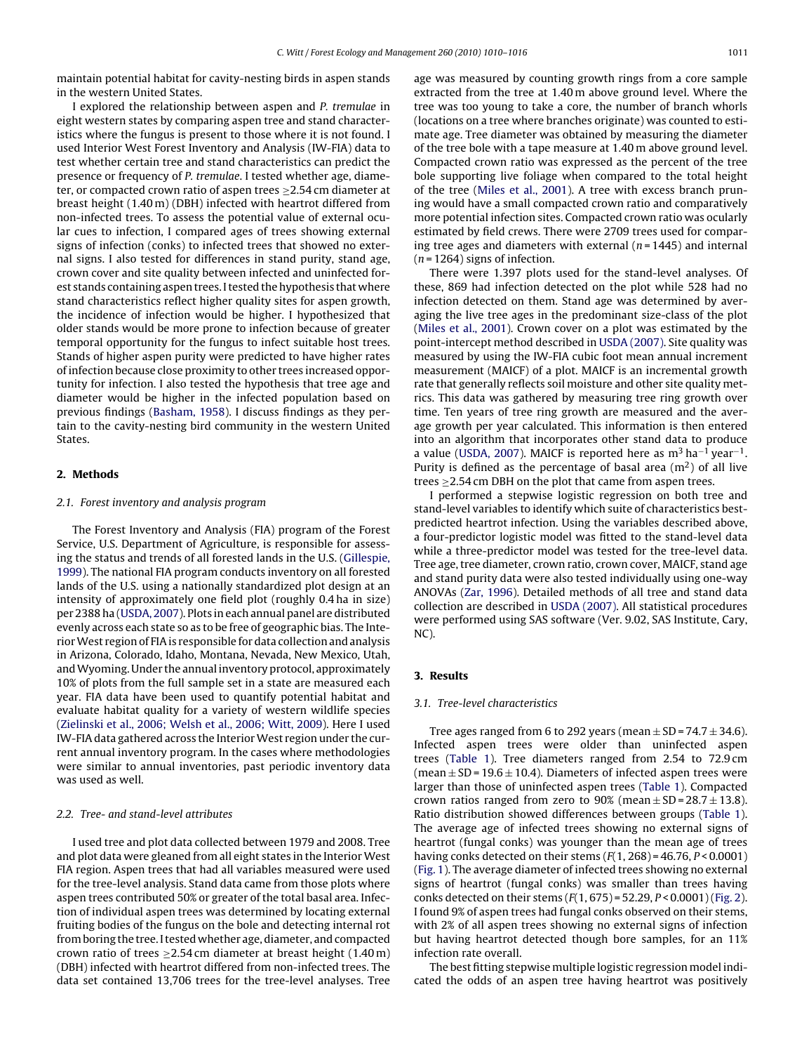maintain potential habitat for cavity-nesting birds in aspen stands in the western United States.

I explored the relationship between aspen and *P. tremulae* in eight western states by comparing aspen tree and stand characteristics where the fungus is present to those where it is not found. I used Interior West Forest Inventory and Analysis (IW-FIA) data to test whether certain tree and stand characteristics can predict the presence or frequency of *P. tremulae*. I tested whether age, diameter, or compacted crown ratio of aspen trees ≥2.54 cm diameter at breast height (1.40 m) (DBH) infected with heartrot differed from non-infected trees. To assess the potential value of external ocular cues to infection, I compared ages of trees showing external signs of infection (conks) to infected trees that showed no external signs. I also tested for differences in stand purity, stand age, crown cover and site quality between infected and uninfected forest stands containing aspen trees. I tested the hypothesis that where stand characteristics reflect higher quality sites for aspen growth, the incidence of infection would be higher. I hypothesized that older stands would be more prone to infection because of greater temporal opportunity for the fungus to infect suitable host trees. Stands of higher aspen purity were predicted to have higher rates of infection because close proximity to other trees increased opportunity for infection. I also tested the hypothesis that tree age and diameter would be higher in the infected population based on previous findings (Basham, 1958). I discuss findings as they pertain to the cavity-nesting bird community in the western United States.

## 2. Methods

### 2.1. Forest inventory and analysis program

The Forest Inventory and Analysis (FIA) program of the Forest Service, U.S. Department of Agriculture, is responsible for assessing the status and trends of all forested lands in the U.S. (Gillespie, 1999). The national FIA program conducts inventory on all forested lands of the U.S. using a nationally standardized plot design at an intensity of approximately one field plot (roughly 0.4 ha in size) per 2388 ha (USDA, 2007). Plots in each annual panel are distributed evenly across each state so as to be free of geographic bias. The Interior West region of FIA is responsible for data collection and analysis in Arizona, Colorado, Idaho, Montana, Nevada, New Mexico, Utah, and Wyoming. Under the annual inventory protocol, approximately 10% of plots from the full sample set in a state are measured each year. FIA data have been used to quantify potential habitat and evaluate habitat quality for a variety of western wildlife species (Zielinski et al., 2006; Welsh et al., 2006; Witt, 2009). Here I used IW-FIA data gathered across the Interior West region under the current annual inventory program. In the cases where methodologies were similar to annual inventories, past periodic inventory data was used as well.

### 2.2. Tree- and stand-level attributes

I used tree and plot data collected between 1979 and 2008. Tree and plot data were gleaned from all eight states in the Interior West FIA region. Aspen trees that had all variables measured were used for the tree-level analysis. Stand data came from those plots where aspen trees contributed 50% or greater of the total basal area. Infection of individual aspen trees was determined by locating external fruiting bodies of the fungus on the bole and detecting internal rot from boring the tree. I tested whether age, diameter, and compacted crown ratio of trees ≥2.54 cm diameter at breast height (1.40 m) (DBH) infected with heartrot differed from non-infected trees. The data set contained 13,706 trees for the tree-level analyses. Tree age was measured by counting growth rings from a core sample extracted from the tree at 1.40 m above ground level. Where the tree was too young to take a core, the number of branch whorls (locations on a tree where branches originate) was counted to estimate age. Tree diameter was obtained by measuring the diameter of the tree bole with a tape measure at 1.40 m above ground level. Compacted crown ratio was expressed as the percent of the tree bole supporting live foliage when compared to the total height of the tree (Miles et al., 2001). A tree with excess branch pruning would have a small compacted crown ratio and comparatively more potential infection sites. Compacted crown ratio was ocularly estimated by field crews. There were 2709 trees used for comparing tree ages and diameters with external ($n = 1445$) and internal ($n = 1264$) signs of infection.

There were 1.397 plots used for the stand-level analyses. Of these, 869 had infection detected on the plot while 528 had no infection detected on them. Stand age was determined by averaging the live tree ages in the predominant size-class of the plot (Miles et al., 2001). Crown cover on a plot was estimated by the point-intercept method described in USDA (2007). Site quality was measured by using the IW-FIA cubic foot mean annual increment measurement (MAICF) of a plot. MAICF is an incremental growth rate that generally reflects soil moisture and other site quality metrics. This data was gathered by measuring tree ring growth over time. Ten years of tree ring growth are measured and the average growth per year calculated. This information is then entered into an algorithm that incorporates other stand data to produce a value (USDA, 2007). MAICF is reported here as $m^3\,ha^{-1}\,year^{-1}$. Purity is defined as the percentage of basal area ($m^2$) of all live trees ≥2.54 cm DBH on the plot that came from aspen trees.

I performed a stepwise logistic regression on both tree and stand-level variables to identify which suite of characteristics best-predicted heartrot infection. Using the variables described above, a four-predictor logistic model was fitted to the stand-level data while a three-predictor model was tested for the tree-level data. Tree age, tree diameter, crown ratio, crown cover, MAICF, stand age and stand purity data were also tested individually using one-way ANOVAs (Zar, 1996). Detailed methods of all tree and stand data collection are described in USDA (2007). All statistical procedures were performed using SAS software (Ver. 9.02, SAS Institute, Cary, NC).

## 3. Results

### 3.1. Tree-level characteristics

Tree ages ranged from 6 to 292 years (mean ± SD = 74.7 ± 34.6). Infected aspen trees were older than uninfected aspen trees (Table 1). Tree diameters ranged from 2.54 to 72.9 cm (mean ± SD = 19.6 ± 10.4). Diameters of infected aspen trees were larger than those of uninfected aspen trees (Table 1). Compacted crown ratios ranged from zero to 90% (mean ± SD = 28.7 ± 13.8). Ratio distribution showed differences between groups (Table 1). The average age of infected trees showing no external signs of heartrot (fungal conks) was younger than the mean age of trees having conks detected on their stems ($F(1, 268) = 46.76$, $P < 0.0001$) (Fig. 1). The average diameter of infected trees showing no external signs of heartrot (fungal conks) was smaller than trees having conks detected on their stems ($F(1, 675) = 52.29$, $P < 0.0001$) (Fig. 2). I found 9% of aspen trees had fungal conks observed on their stems, with 2% of all aspen trees showing no external signs of infection but having heartrot detected though bore samples, for an 11% infection rate overall.

The best fitting stepwise multiple logistic regression model indicated the odds of an aspen tree having heartrot was positively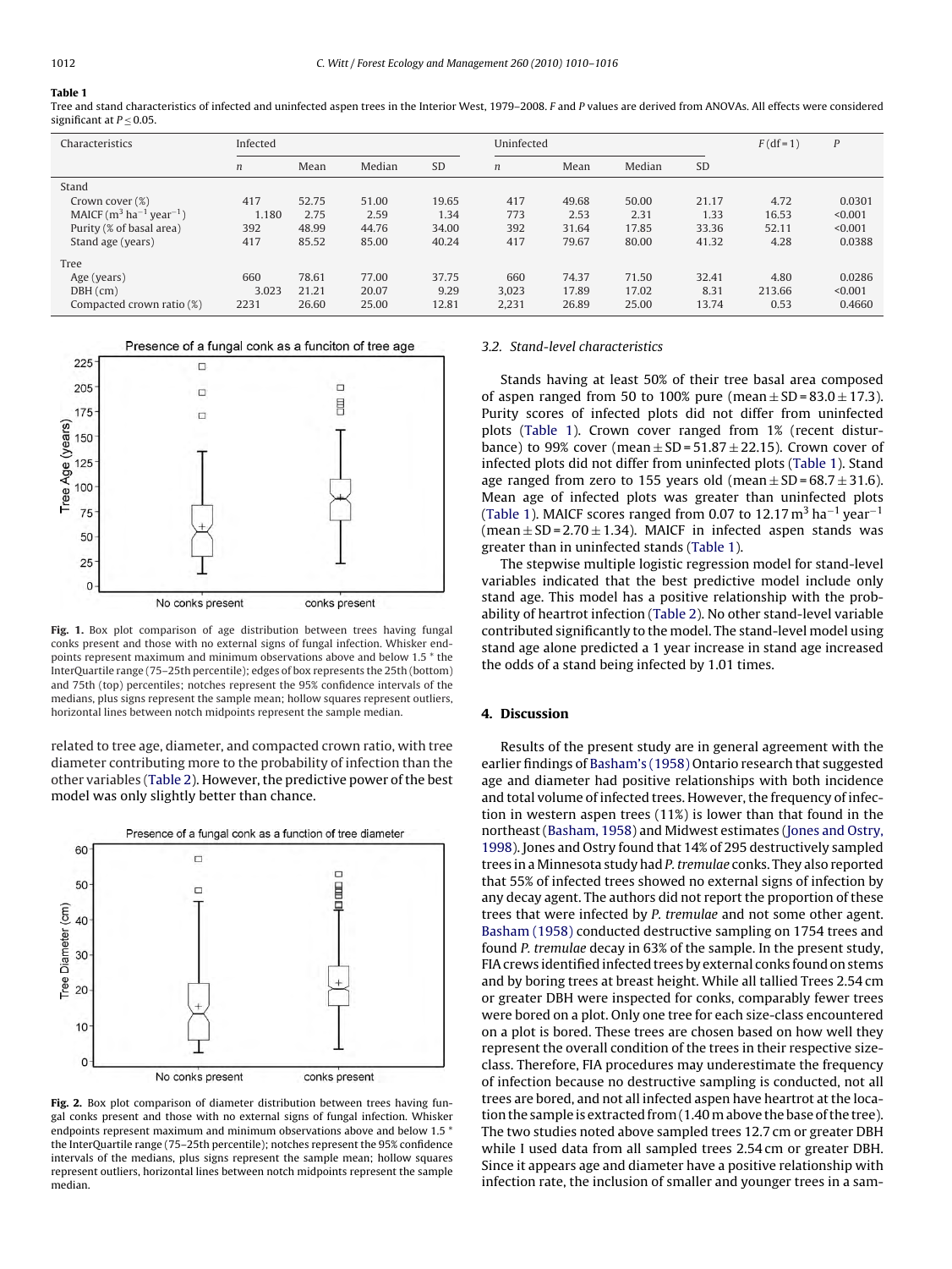**Table 1**
Tree and stand characteristics of infected and uninfected aspen trees in the Interior West, 1979–2008. F and P values are derived from ANOVAs. All effects were considered significant at $P \leq 0.05$.

| Characteristics | Infected | | | | Uninfected | | | | $F$ (df = 1) | $P$ |
|---|---|---|---|---|---|---|---|---|---|---|
| | $n$ | Mean | Median | SD | $n$ | Mean | Median | SD | | |
| Stand | | | | | | | | | | |
| Crown cover (%) | 417 | 52.75 | 51.00 | 19.65 | 417 | 49.68 | 50.00 | 21.17 | 4.72 | 0.0301 |
| MAICF ($m^3$ $ha^{-1}$ $year^{-1}$) | 1.180 | 2.75 | 2.59 | 1.34 | 773 | 2.53 | 2.31 | 1.33 | 16.53 | <0.001 |
| Purity (% of basal area) | 392 | 48.99 | 44.76 | 34.00 | 392 | 31.64 | 17.85 | 33.36 | 52.11 | <0.001 |
| Stand age (years) | 417 | 85.52 | 85.00 | 40.24 | 417 | 79.67 | 80.00 | 41.32 | 4.28 | 0.0388 |
| Tree | | | | | | | | | | |
| Age (years) | 660 | 78.61 | 77.00 | 37.75 | 660 | 74.37 | 71.50 | 32.41 | 4.80 | 0.0286 |
| DBH (cm) | 3.023 | 21.21 | 20.07 | 9.29 | 3,023 | 17.89 | 17.02 | 8.31 | 213.66 | <0.001 |
| Compacted crown ratio (%) | 2231 | 26.60 | 25.00 | 12.81 | 2,231 | 26.89 | 25.00 | 13.74 | 0.53 | 0.4660 |

**Fig. 1.** Box plot comparison of age distribution between trees having fungal conks present and those with no external signs of fungal infection. Whisker endpoints represent maximum and minimum observations above and below 1.5 * the InterQuartile range (75–25th percentile); edges of box represents the 25th (bottom) and 75th (top) percentiles; notches represent the 95% confidence intervals of the medians, plus signs represent the sample mean; hollow squares represent outliers, horizontal lines between notch midpoints represent the sample median.

related to tree age, diameter, and compacted crown ratio, with tree diameter contributing more to the probability of infection than the other variables (Table 2). However, the predictive power of the best model was only slightly better than chance.

**Fig. 2.** Box plot comparison of diameter distribution between trees having fungal conks present and those with no external signs of fungal infection. Whisker endpoints represent maximum and minimum observations above and below 1.5 * the InterQuartile range (75–25th percentile); notches represent the 95% confidence intervals of the medians, plus signs represent the sample mean; hollow squares represent outliers, horizontal lines between notch midpoints represent the sample median.

### 3.2. Stand-level characteristics

Stands having at least 50% of their tree basal area composed of aspen ranged from 50 to 100% pure (mean ± SD = 83.0 ± 17.3). Purity scores of infected plots did not differ from uninfected plots (Table 1). Crown cover ranged from 1% (recent disturbance) to 99% cover (mean ± SD = 51.87 ± 22.15). Crown cover of infected plots did not differ from uninfected plots (Table 1). Stand age ranged from zero to 155 years old (mean ± SD = 68.7 ± 31.6). Mean age of infected plots was greater than uninfected plots (Table 1). MAICF scores ranged from 0.07 to 12.17 $m^3$ $ha^{-1}$ $year^{-1}$ (mean ± SD = 2.70 ± 1.34). MAICF in infected aspen stands was greater than in uninfected stands (Table 1).

The stepwise multiple logistic regression model for stand-level variables indicated that the best predictive model include only stand age. This model has a positive relationship with the probability of heartrot infection (Table 2). No other stand-level variable contributed significantly to the model. The stand-level model using stand age alone predicted a 1 year increase in stand age increased the odds of a stand being infected by 1.01 times.

## 4. Discussion

Results of the present study are in general agreement with the earlier findings of Basham's (1958) Ontario research that suggested age and diameter had positive relationships with both incidence and total volume of infected trees. However, the frequency of infection in western aspen trees (11%) is lower than that found in the northeast (Basham, 1958) and Midwest estimates (Jones and Ostry, 1998). Jones and Ostry found that 14% of 295 destructively sampled trees in a Minnesota study had *P. tremulae* conks. They also reported that 55% of infected trees showed no external signs of infection by any decay agent. The authors did not report the proportion of these trees that were infected by *P. tremulae* and not some other agent. Basham (1958) conducted destructive sampling on 1754 trees and found *P. tremulae* decay in 63% of the sample. In the present study, FIA crews identified infected trees by external conks found on stems and by boring trees at breast height. While all tallied Trees 2.54 cm or greater DBH were inspected for conks, comparably fewer trees were bored on a plot. Only one tree for each size-class encountered on a plot is bored. These trees are chosen based on how well they represent the overall condition of the trees in their respective size-class. Therefore, FIA procedures may underestimate the frequency of infection because no destructive sampling is conducted, not all trees are bored, and not all infected aspen have heartrot at the location the sample is extracted from (1.40 m above the base of the tree). The two studies noted above sampled trees 12.7 cm or greater DBH while I used data from all sampled trees 2.54 cm or greater DBH. Since it appears age and diameter have a positive relationship with infection rate, the inclusion of smaller and younger trees in a sam-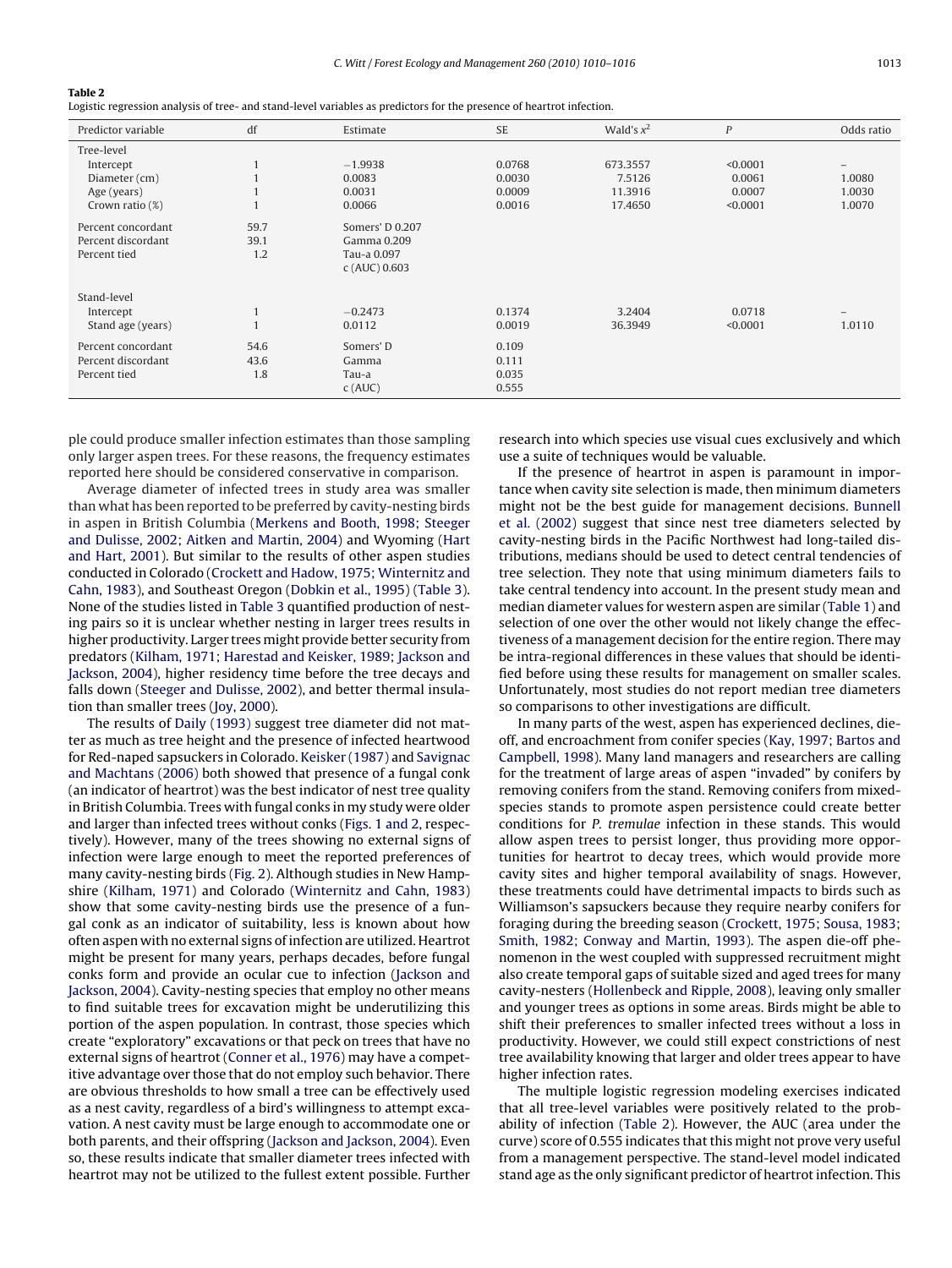**Table 2**
Logistic regression analysis of tree- and stand-level variables as predictors for the presence of heartrot infection.

| Predictor variable | df | Estimate | SE | Wald's $x^2$ | $P$ | Odds ratio |
|---|---|---|---|---|---|---|
| Tree-level | | | | | | |
| Intercept | 1 | −1.9938 | 0.0768 | 673.3557 | <0.0001 | – |
| Diameter (cm) | 1 | 0.0083 | 0.0030 | 7.5126 | 0.0061 | 1.0080 |
| Age (years) | 1 | 0.0031 | 0.0009 | 11.3916 | 0.0007 | 1.0030 |
| Crown ratio (%) | 1 | 0.0066 | 0.0016 | 17.4650 | <0.0001 | 1.0070 |
| Percent concordant | 59.7 | Somers' D 0.207 | | | | |
| Percent discordant | 39.1 | Gamma 0.209 | | | | |
| Percent tied | 1.2 | Tau-a 0.097 | | | | |
| | | c (AUC) 0.603 | | | | |
| Stand-level | | | | | | |
| Intercept | 1 | −0.2473 | 0.1374 | 3.2404 | 0.0718 | – |
| Stand age (years) | 1 | 0.0112 | 0.0019 | 36.3949 | <0.0001 | 1.0110 |
| Percent concordant | 54.6 | Somers' D | 0.109 | | | |
| Percent discordant | 43.6 | Gamma | 0.111 | | | |
| Percent tied | 1.8 | Tau-a | 0.035 | | | |
| | | c (AUC) | 0.555 | | | |

ple could produce smaller infection estimates than those sampling only larger aspen trees. For these reasons, the frequency estimates reported here should be considered conservative in comparison.

Average diameter of infected trees in study area was smaller than what has been reported to be preferred by cavity-nesting birds in aspen in British Columbia (Merkens and Booth, 1998; Steeger and Dulisse, 2002; Aitken and Martin, 2004) and Wyoming (Hart and Hart, 2001). But similar to the results of other aspen studies conducted in Colorado (Crockett and Hadow, 1975; Winternitz and Cahn, 1983), and Southeast Oregon (Dobkin et al., 1995) (Table 3). None of the studies listed in Table 3 quantified production of nesting pairs so it is unclear whether nesting in larger trees results in higher productivity. Larger trees might provide better security from predators (Kilham, 1971; Harestad and Keisker, 1989; Jackson and Jackson, 2004), higher residency time before the tree decays and falls down (Steeger and Dulisse, 2002), and better thermal insulation than smaller trees (Joy, 2000).

The results of Daily (1993) suggest tree diameter did not matter as much as tree height and the presence of infected heartwood for Red-naped sapsuckers in Colorado. Keisker (1987) and Savignac and Machtans (2006) both showed that presence of a fungal conk (an indicator of heartrot) was the best indicator of nest tree quality in British Columbia. Trees with fungal conks in my study were older and larger than infected trees without conks (Figs. 1 and 2, respectively). However, many of the trees showing no external signs of infection were large enough to meet the reported preferences of many cavity-nesting birds (Fig. 2). Although studies in New Hampshire (Kilham, 1971) and Colorado (Winternitz and Cahn, 1983) show that some cavity-nesting birds use the presence of a fungal conk as an indicator of suitability, less is known about how often aspen with no external signs of infection are utilized. Heartrot might be present for many years, perhaps decades, before fungal conks form and provide an ocular cue to infection (Jackson and Jackson, 2004). Cavity-nesting species that employ no other means to find suitable trees for excavation might be underutilizing this portion of the aspen population. In contrast, those species which create "exploratory" excavations or that peck on trees that have no external signs of heartrot (Conner et al., 1976) may have a competitive advantage over those that do not employ such behavior. There are obvious thresholds to how small a tree can be effectively used as a nest cavity, regardless of a bird's willingness to attempt excavation. A nest cavity must be large enough to accommodate one or both parents, and their offspring (Jackson and Jackson, 2004). Even so, these results indicate that smaller diameter trees infected with heartrot may not be utilized to the fullest extent possible. Further research into which species use visual cues exclusively and which use a suite of techniques would be valuable.

If the presence of heartrot in aspen is paramount in importance when cavity site selection is made, then minimum diameters might not be the best guide for management decisions. Bunnell et al. (2002) suggest that since nest tree diameters selected by cavity-nesting birds in the Pacific Northwest had long-tailed distributions, medians should be used to detect central tendencies of tree selection. They note that using minimum diameters fails to take central tendency into account. In the present study mean and median diameter values for western aspen are similar (Table 1) and selection of one over the other would not likely change the effectiveness of a management decision for the entire region. There may be intra-regional differences in these values that should be identified before using these results for management on smaller scales. Unfortunately, most studies do not report median tree diameters so comparisons to other investigations are difficult.

In many parts of the west, aspen has experienced declines, die-off, and encroachment from conifer species (Kay, 1997; Bartos and Campbell, 1998). Many land managers and researchers are calling for the treatment of large areas of aspen "invaded" by conifers by removing conifers from the stand. Removing conifers from mixed-species stands to promote aspen persistence could create better conditions for *P. tremulae* infection in these stands. This would allow aspen trees to persist longer, thus providing more opportunities for heartrot to decay trees, which would provide more cavity sites and higher temporal availability of snags. However, these treatments could have detrimental impacts to birds such as Williamson's sapsuckers because they require nearby conifers for foraging during the breeding season (Crockett, 1975; Sousa, 1983; Smith, 1982; Conway and Martin, 1993). The aspen die-off phenomenon in the west coupled with suppressed recruitment might also create temporal gaps of suitable sized and aged trees for many cavity-nesters (Hollenbeck and Ripple, 2008), leaving only smaller and younger trees as options in some areas. Birds might be able to shift their preferences to smaller infected trees without a loss in productivity. However, we could still expect constrictions of nest tree availability knowing that larger and older trees appear to have higher infection rates.

The multiple logistic regression modeling exercises indicated that all tree-level variables were positively related to the probability of infection (Table 2). However, the AUC (area under the curve) score of 0.555 indicates that this might not prove very useful from a management perspective. The stand-level model indicated stand age as the only significant predictor of heartrot infection. This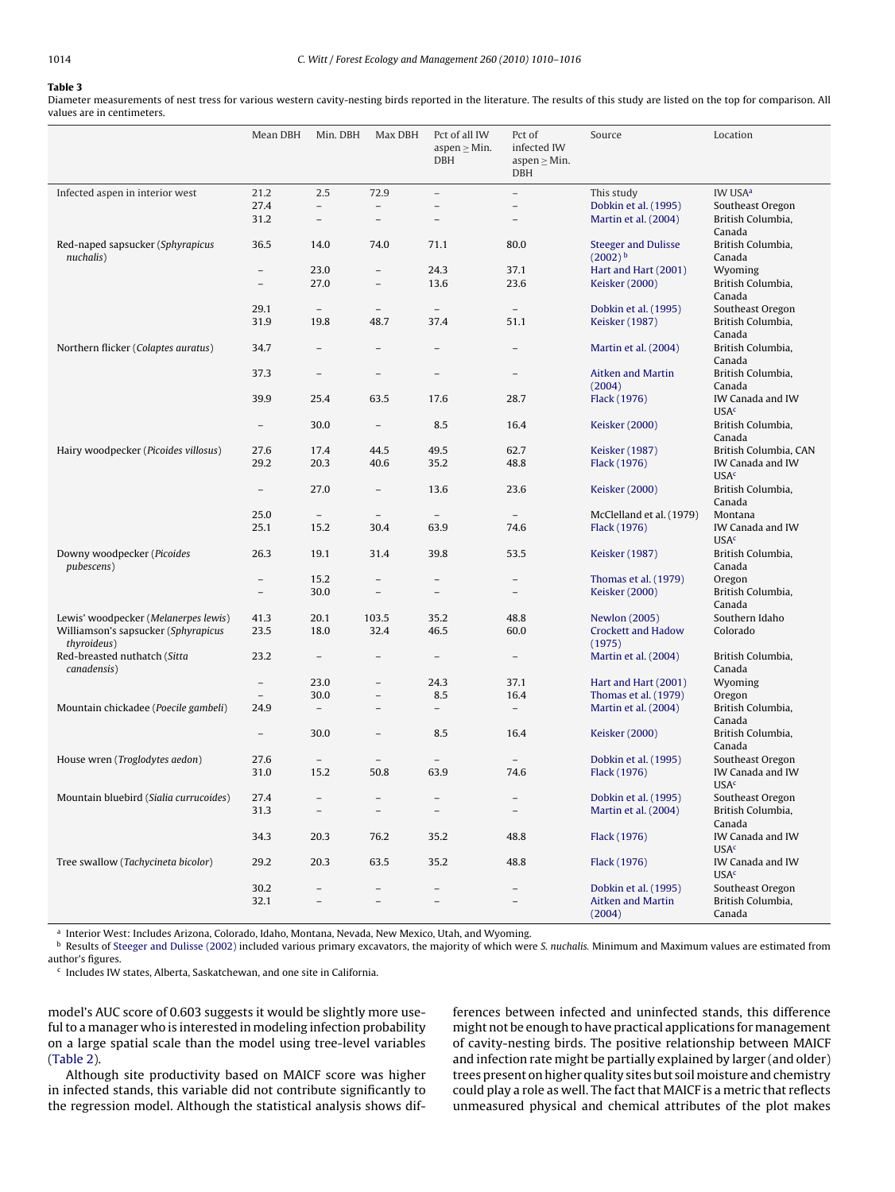**Table 3**
Diameter measurements of nest tress for various western cavity-nesting birds reported in the literature. The results of this study are listed on the top for comparison. All values are in centimeters.

| | Mean DBH | Min. DBH | Max DBH | Pct of all IW aspen ≥ Min. DBH | Pct of infected IW aspen ≥ Min. DBH | Source | Location |
|---|---|---|---|---|---|---|---|
| Infected aspen in interior west | 21.2 | 2.5 | 72.9 | – | – | This study | IW USA[a] |
| | 27.4 | – | – | – | – | Dobkin et al. (1995) | Southeast Oregon |
| | 31.2 | – | – | – | – | Martin et al. (2004) | British Columbia, Canada |
| Red-naped sapsucker (*Sphyrapicus nuchalis*) | 36.5 | 14.0 | 74.0 | 71.1 | 80.0 | Steeger and Dulisse (2002)[b] | British Columbia, Canada |
| | – | 23.0 | – | 24.3 | 37.1 | Hart and Hart (2001) | Wyoming |
| | – | 27.0 | – | 13.6 | 23.6 | Keisker (2000) | British Columbia, Canada |
| | 29.1 | – | – | – | – | Dobkin et al. (1995) | Southeast Oregon |
| | 31.9 | 19.8 | 48.7 | 37.4 | 51.1 | Keisker (1987) | British Columbia, Canada |
| Northern flicker (*Colaptes auratus*) | 34.7 | – | – | – | – | Martin et al. (2004) | British Columbia, Canada |
| | 37.3 | – | – | – | – | Aitken and Martin (2004) | British Columbia, Canada |
| | 39.9 | 25.4 | 63.5 | 17.6 | 28.7 | Flack (1976) | IW Canada and IW USA[c] |
| | – | 30.0 | – | 8.5 | 16.4 | Keisker (2000) | British Columbia, Canada |
| Hairy woodpecker (*Picoides villosus*) | 27.6 | 17.4 | 44.5 | 49.5 | 62.7 | Keisker (1987) | British Columbia, CAN |
| | 29.2 | 20.3 | 40.6 | 35.2 | 48.8 | Flack (1976) | IW Canada and IW USA[c] |
| | – | 27.0 | – | 13.6 | 23.6 | Keisker (2000) | British Columbia, Canada |
| | 25.0 | – | – | – | – | McClelland et al. (1979) | Montana |
| | 25.1 | 15.2 | 30.4 | 63.9 | 74.6 | Flack (1976) | IW Canada and IW USA[c] |
| Downy woodpecker (*Picoides pubescens*) | 26.3 | 19.1 | 31.4 | 39.8 | 53.5 | Keisker (1987) | British Columbia, Canada |
| | – | 15.2 | – | – | – | Thomas et al. (1979) | Oregon |
| | – | 30.0 | – | – | – | Keisker (2000) | British Columbia, Canada |
| Lewis' woodpecker (*Melanerpes lewis*) | 41.3 | 20.1 | 103.5 | 35.2 | 48.8 | Newlon (2005) | Southern Idaho |
| Williamson's sapsucker (*Sphyrapicus thyroideus*) | 23.5 | 18.0 | 32.4 | 46.5 | 60.0 | Crockett and Hadow (1975) | Colorado |
| Red-breasted nuthatch (*Sitta canadensis*) | 23.2 | – | – | – | – | Martin et al. (2004) | British Columbia, Canada |
| | – | 23.0 | – | 24.3 | 37.1 | Hart and Hart (2001) | Wyoming |
| | – | 30.0 | – | 8.5 | 16.4 | Thomas et al. (1979) | Oregon |
| Mountain chickadee (*Poecile gambeli*) | 24.9 | – | – | – | – | Martin et al. (2004) | British Columbia, Canada |
| | – | 30.0 | – | 8.5 | 16.4 | Keisker (2000) | British Columbia, Canada |
| House wren (*Troglodytes aedon*) | 27.6 | – | – | – | – | Dobkin et al. (1995) | Southeast Oregon |
| | 31.0 | 15.2 | 50.8 | 63.9 | 74.6 | Flack (1976) | IW Canada and IW USA[c] |
| Mountain bluebird (*Sialia currucoides*) | 27.4 | – | – | – | – | Dobkin et al. (1995) | Southeast Oregon |
| | 31.3 | – | – | – | – | Martin et al. (2004) | British Columbia, Canada |
| | 34.3 | 20.3 | 76.2 | 35.2 | 48.8 | Flack (1976) | IW Canada and IW USA[c] |
| Tree swallow (*Tachycineta bicolor*) | 29.2 | 20.3 | 63.5 | 35.2 | 48.8 | Flack (1976) | IW Canada and IW USA[c] |
| | 30.2 | – | – | – | – | Dobkin et al. (1995) | Southeast Oregon |
| | 32.1 | – | – | – | – | Aitken and Martin (2004) | British Columbia, Canada |

[a] Interior West: Includes Arizona, Colorado, Idaho, Montana, Nevada, New Mexico, Utah, and Wyoming.
[b] Results of Steeger and Dulisse (2002) included various primary excavators, the majority of which were *S. nuchalis*. Minimum and Maximum values are estimated from author's figures.
[c] Includes IW states, Alberta, Saskatchewan, and one site in California.

model's AUC score of 0.603 suggests it would be slightly more useful to a manager who is interested in modeling infection probability on a large spatial scale than the model using tree-level variables (Table 2).

Although site productivity based on MAICF score was higher in infected stands, this variable did not contribute significantly to the regression model. Although the statistical analysis shows differences between infected and uninfected stands, this difference might not be enough to have practical applications for management of cavity-nesting birds. The positive relationship between MAICF and infection rate might be partially explained by larger (and older) trees present on higher quality sites but soil moisture and chemistry could play a role as well. The fact that MAICF is a metric that reflects unmeasured physical and chemical attributes of the plot makes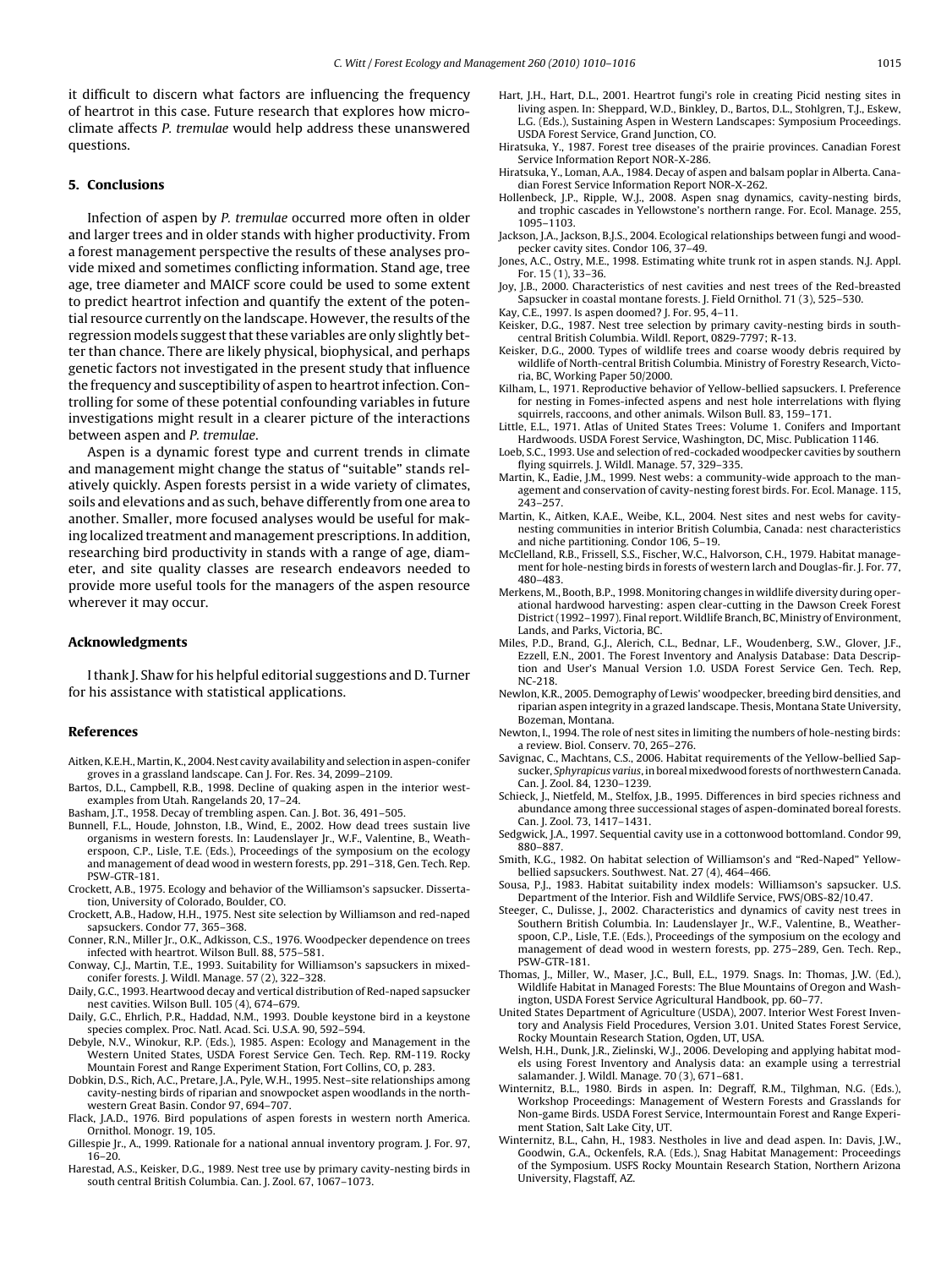it difficult to discern what factors are influencing the frequency of heartrot in this case. Future research that explores how microclimate affects *P. tremulae* would help address these unanswered questions.

## 5. Conclusions

Infection of aspen by *P. tremulae* occurred more often in older and larger trees and in older stands with higher productivity. From a forest management perspective the results of these analyses provide mixed and sometimes conflicting information. Stand age, tree age, tree diameter and MAICF score could be used to some extent to predict heartrot infection and quantify the extent of the potential resource currently on the landscape. However, the results of the regression models suggest that these variables are only slightly better than chance. There are likely physical, biophysical, and perhaps genetic factors not investigated in the present study that influence the frequency and susceptibility of aspen to heartrot infection. Controlling for some of these potential confounding variables in future investigations might result in a clearer picture of the interactions between aspen and *P. tremulae*.

Aspen is a dynamic forest type and current trends in climate and management might change the status of "suitable" stands relatively quickly. Aspen forests persist in a wide variety of climates, soils and elevations and as such, behave differently from one area to another. Smaller, more focused analyses would be useful for making localized treatment and management prescriptions. In addition, researching bird productivity in stands with a range of age, diameter, and site quality classes are research endeavors needed to provide more useful tools for the managers of the aspen resource wherever it may occur.

## Acknowledgments

I thank J. Shaw for his helpful editorial suggestions and D. Turner for his assistance with statistical applications.

## References

Aitken, K.E.H., Martin, K., 2004. Nest cavity availability and selection in aspen-conifer groves in a grassland landscape. Can J. For. Res. 34, 2099–2109.

Bartos, D.L., Campbell, R.B., 1998. Decline of quaking aspen in the interior west-examples from Utah. Rangelands 20, 17–24.

Basham, J.T., 1958. Decay of trembling aspen. Can. J. Bot. 36, 491–505.

Bunnell, F.L., Houde, Johnston, I.B., Wind, E., 2002. How dead trees sustain live organisms in western forests. In: Laudenslayer Jr., W.F., Valentine, B., Weatherspoon, C.P., Lisle, T.E. (Eds.), Proceedings of the symposium on the ecology and management of dead wood in western forests, pp. 291–318, Gen. Tech. Rep. PSW-GTR-181.

Crockett, A.B., 1975. Ecology and behavior of the Williamson's sapsucker. Dissertation, University of Colorado, Boulder, CO.

Crockett, A.B., Hadow, H.H., 1975. Nest site selection by Williamson and red-naped sapsuckers. Condor 77, 365–368.

Conner, R.N., Miller Jr., O.K., Adkisson, C.S., 1976. Woodpecker dependence on trees infected with heartrot. Wilson Bull. 88, 575–581.

Conway, C.J., Martin, T.E., 1993. Suitability for Williamson's sapsuckers in mixed-conifer forests. J. Wildl. Manage. 57 (2), 322–328.

Daily, G.C., 1993. Heartwood decay and vertical distribution of Red-naped sapsucker nest cavities. Wilson Bull. 105 (4), 674–679.

Daily, G.C., Ehrlich, P.R., Haddad, N.M., 1993. Double keystone bird in a keystone species complex. Proc. Natl. Acad. Sci. U.S.A. 90, 592–594.

Debyle, N.V., Winokur, R.P. (Eds.), 1985. Aspen: Ecology and Management in the Western United States, USDA Forest Service Gen. Tech. Rep. RM-119. Rocky Mountain Forest and Range Experiment Station, Fort Collins, CO, p. 283.

Dobkin, D.S., Rich, A.C., Pretare, J.A., Pyle, W.H., 1995. Nest–site relationships among cavity-nesting birds of riparian and snowpocket aspen woodlands in the northwestern Great Basin. Condor 97, 694–707.

Flack, J.A.D., 1976. Bird populations of aspen forests in western north America. Ornithol. Monogr. 19, 105.

Gillespie Jr., A., 1999. Rationale for a national annual inventory program. J. For. 97, 16–20.

Harestad, A.S., Keisker, D.G., 1989. Nest tree use by primary cavity-nesting birds in south central British Columbia. Can. J. Zool. 67, 1067–1073.

Hart, J.H., Hart, D.L., 2001. Heartrot fungi's role in creating Picid nesting sites in living aspen. In: Sheppard, W.D., Binkley, D., Bartos, D.L., Stohlgren, T.J., Eskew, L.G. (Eds.), Sustaining Aspen in Western Landscapes: Symposium Proceedings. USDA Forest Service, Grand Junction, CO.

Hiratsuka, Y., 1987. Forest tree diseases of the prairie provinces. Canadian Forest Service Information Report NOR-X-286.

Hiratsuka, Y., Loman, A.A., 1984. Decay of aspen and balsam poplar in Alberta. Canadian Forest Service Information Report NOR-X-262.

Hollenbeck, J.P., Ripple, W.J., 2008. Aspen snag dynamics, cavity-nesting birds, and trophic cascades in Yellowstone's northern range. For. Ecol. Manage. 255, 1095–1103.

Jackson, J.A., Jackson, B.J.S., 2004. Ecological relationships between fungi and woodpecker cavity sites. Condor 106, 37–49.

Jones, A.C., Ostry, M.E., 1998. Estimating white trunk rot in aspen stands. N.J. Appl. For. 15 (1), 33–36.

Joy, J.B., 2000. Characteristics of nest cavities and nest trees of the Red-breasted Sapsucker in coastal montane forests. J. Field Ornithol. 71 (3), 525–530.

Kay, C.E., 1997. Is aspen doomed? J. For. 95, 4–11.

Keisker, D.G., 1987. Nest tree selection by primary cavity-nesting birds in south-central British Columbia. Wildl. Report, 0829-7797; R-13.

Keisker, D.G., 2000. Types of wildlife trees and coarse woody debris required by wildlife of North-central British Columbia. Ministry of Forestry Research, Victoria, BC, Working Paper 50/2000.

Kilham, L., 1971. Reproductive behavior of Yellow-bellied sapsuckers. I. Preference for nesting in Fomes-infected aspens and nest hole interrelations with flying squirrels, raccoons, and other animals. Wilson Bull. 83, 159–171.

Little, E.L., 1971. Atlas of United States Trees: Volume 1. Conifers and Important Hardwoods. USDA Forest Service, Washington, DC, Misc. Publication 1146.

Loeb, S.C., 1993. Use and selection of red-cockaded woodpecker cavities by southern flying squirrels. J. Wildl. Manage. 57, 329–335.

Martin, K., Eadie, J.M., 1999. Nest webs: a community-wide approach to the management and conservation of cavity-nesting forest birds. For. Ecol. Manage. 115, 243–257.

Martin, K., Aitken, K.A.E., Weibe, K.L., 2004. Nest sites and nest webs for cavity-nesting communities in interior British Columbia, Canada: nest characteristics and niche partitioning. Condor 106, 5–19.

McClelland, B.R., Frissell, S.S., Fischer, W.C., Halvorson, C.H., 1979. Habitat management for hole-nesting birds in forests of western larch and Douglas-fir. J. For. 77, 480–483.

Merkens, M., Booth, B.P., 1998. Monitoring changes in wildlife diversity during operational hardwood harvesting: aspen clear-cutting in the Dawson Creek Forest District (1992–1997). Final report. Wildlife Branch, BC, Ministry of Environment, Lands, and Parks, Victoria, BC.

Miles, P.D., Brand, G.J., Alerich, C.L., Bednar, L.F., Woudenberg, S.W., Glover, J.F., Ezzell, E.N., 2001. The Forest Inventory and Analysis Database: Data Description and User's Manual Version 1.0. USDA Forest Service Gen. Tech. Rep, NC-218.

Newlon, K.R., 2005. Demography of Lewis' woodpecker, breeding bird densities, and riparian aspen integrity in a grazed landscape. Thesis, Montana State University, Bozeman, Montana.

Newton, I., 1994. The role of nest sites in limiting the numbers of hole-nesting birds: a review. Biol. Conserv. 70, 265–276.

Savignac, C., Machtans, C.S., 2006. Habitat requirements of the Yellow-bellied Sapsucker, *Sphyrapicus varius*, in boreal mixedwood forests of northwestern Canada. Can. J. Zool. 84, 1230–1239.

Schieck, J., Nietfeld, M., Stelfox, J.B., 1995. Differences in bird species richness and abundance among three successional stages of aspen-dominated boreal forests. Can. J. Zool. 73, 1417–1431.

Sedgwick, J.A., 1997. Sequential cavity use in a cottonwood bottomland. Condor 99, 880–887.

Smith, K.G., 1982. On habitat selection of Williamson's and "Red-Naped" Yellow-bellied sapsuckers. Southwest. Nat. 27 (4), 464–466.

Sousa, P.J., 1983. Habitat suitability index models: Williamson's sapsucker. U.S. Department of the Interior. Fish and Wildlife Service, FWS/OBS-82/10.47.

Steeger, C., Dulisse, J., 2002. Characteristics and dynamics of cavity nest trees in Southern British Columbia. In: Laudenslayer Jr., W.F., Valentine, B., Weatherspoon, C.P., Lisle, T.E. (Eds.), Proceedings of the symposium on the ecology and management of dead wood in western forests, pp. 275–289, Gen. Tech. Rep., PSW-GTR-181.

Thomas, J., Miller, W., Maser, J.C., Bull, E.L., 1979. Snags. In: Thomas, J.W. (Ed.), Wildlife Habitat in Managed Forests: The Blue Mountains of Oregon and Washington, USDA Forest Service Agricultural Handbook, pp. 60–77.

United States Department of Agriculture (USDA), 2007. Interior West Forest Inventory and Analysis Field Procedures, Version 3.01. United States Forest Service, Rocky Mountain Research Station, Ogden, UT, USA.

Welsh, H.H., Dunk, J.R., Zielinski, W.J., 2006. Developing and applying habitat models using Forest Inventory and Analysis data: an example using a terrestrial salamander. J. Wildl. Manage. 70 (3), 671–681.

Winternitz, B.L., 1980. Birds in aspen. In: Degraff, R.M., Tilghman, N.G. (Eds.), Workshop Proceedings: Management of Western Forests and Grasslands for Non-game Birds. USDA Forest Service, Intermountain Forest and Range Experiment Station, Salt Lake City, UT.

Winternitz, B.L., Cahn, H., 1983. Nestholes in live and dead aspen. In: Davis, J.W., Goodwin, G.A., Ockenfels, R.A. (Eds.), Snag Habitat Management: Proceedings of the Symposium. USFS Rocky Mountain Research Station, Northern Arizona University, Flagstaff, AZ.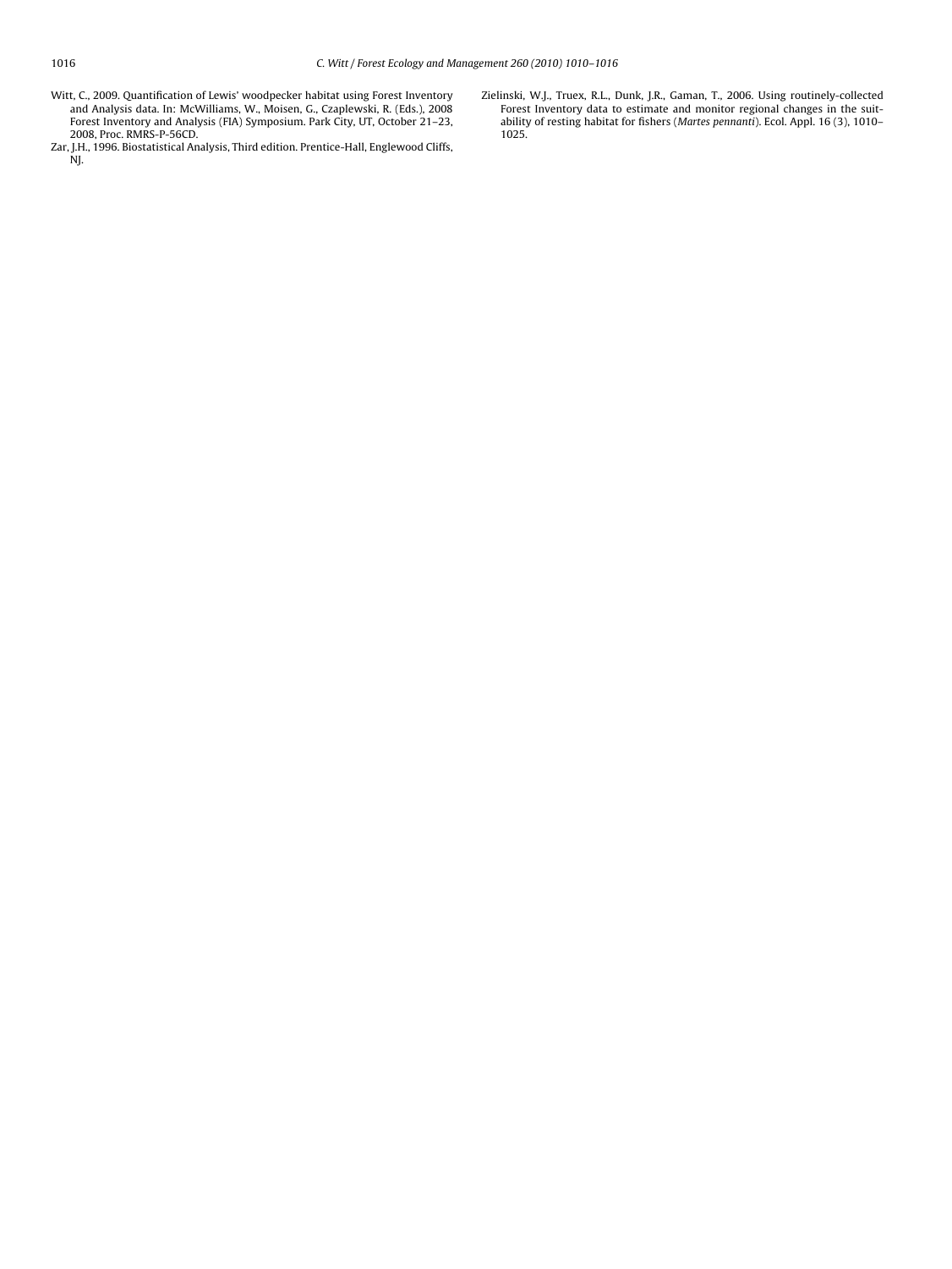Witt, C., 2009. Quantification of Lewis' woodpecker habitat using Forest Inventory and Analysis data. In: McWilliams, W., Moisen, G., Czaplewski, R. (Eds.), 2008 Forest Inventory and Analysis (FIA) Symposium. Park City, UT, October 21–23, 2008, Proc. RMRS-P-56CD.

Zar, J.H., 1996. Biostatistical Analysis, Third edition. Prentice-Hall, Englewood Cliffs, NJ.

Zielinski, W.J., Truex, R.L., Dunk, J.R., Gaman, T., 2006. Using routinely-collected Forest Inventory data to estimate and monitor regional changes in the suitability of resting habitat for fishers (*Martes pennanti*). Ecol. Appl. 16 (3), 1010–1025.